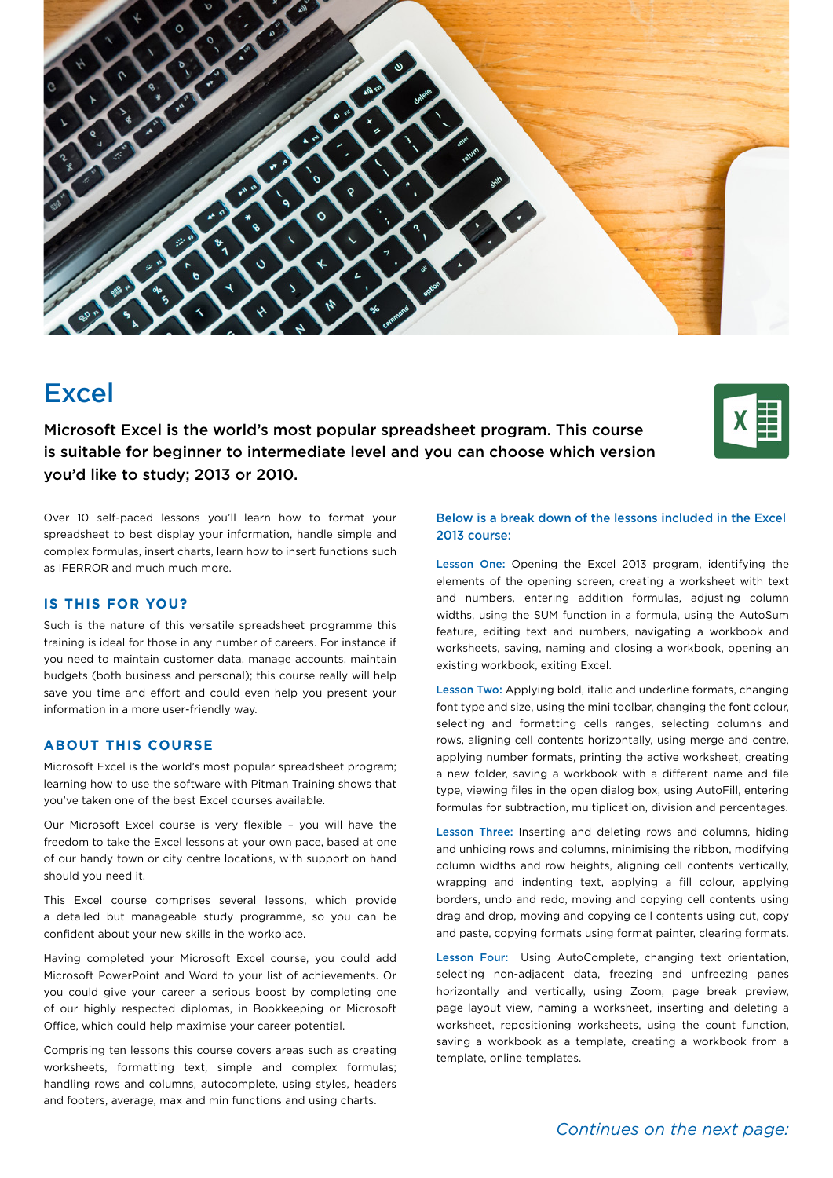# Excel

**Microsoft Excel is the world's most popular spreadsheet program. This course is suitable for beginner to intermediate level and you can choose which version you'd like to study; 2013 or 2010.**

Over 10 self-paced lessons you'll learn how to format your spreadsheet to best display your information, handle simple and complex formulas, insert charts, learn how to insert functions such as IFERROR and much much more.

## IS THIS FOR YOU?

Such is the nature of this versatile spreadsheet programme this training is ideal for those in any number of careers. For instance if you need to maintain customer data, manage accounts, maintain budgets (both business and personal); this course really will help save you time and effort and could even help you present your information in a more user-friendly way.

## ABOUT THIS COURSE

Microsoft Excel is the world's most popular spreadsheet program; learning how to use the software with Pitman Training shows that you've taken one of the best Excel courses available.

Our Microsoft Excel course is very flexible – you will have the freedom to take the Excel lessons at your own pace, based at one of our handy town or city centre locations, with support on hand should you need it.

This Excel course comprises several lessons, which provide a detailed but manageable study programme, so you can be confident about your new skills in the workplace.

Having completed your Microsoft Excel course, you could add Microsoft PowerPoint and Word to your list of achievements. Or you could give your career a serious boost by completing one of our highly respected diplomas, in Bookkeeping or Microsoft Office, which could help maximise your career potential.

Comprising ten lessons this course covers areas such as creating worksheets, formatting text, simple and complex formulas; handling rows and columns, autocomplete, using styles, headers and footers, average, max and min functions and using charts.

### Below is a break down of the lessons included in the Excel 2013 course:

**Lesson One:** Opening the Excel 2013 program, identifying the elements of the opening screen, creating a worksheet with text and numbers, entering addition formulas, adjusting column widths, using the SUM function in a formula, using the AutoSum feature, editing text and numbers, navigating a workbook and worksheets, saving, naming and closing a workbook, opening an existing workbook, exiting Excel.

**Lesson Two:** Applying bold, italic and underline formats, changing font type and size, using the mini toolbar, changing the font colour, selecting and formatting cells ranges, selecting columns and rows, aligning cell contents horizontally, using merge and centre, applying number formats, printing the active worksheet, creating a new folder, saving a workbook with a different name and file type, viewing files in the open dialog box, using AutoFill, entering formulas for subtraction, multiplication, division and percentages.

**Lesson Three:** Inserting and deleting rows and columns, hiding and unhiding rows and columns, minimising the ribbon, modifying column widths and row heights, aligning cell contents vertically, wrapping and indenting text, applying a fill colour, applying borders, undo and redo, moving and copying cell contents using drag and drop, moving and copying cell contents using cut, copy and paste, copying formats using format painter, clearing formats.

**Lesson Four:** Using AutoComplete, changing text orientation, selecting non-adjacent data, freezing and unfreezing panes horizontally and vertically, using Zoom, page break preview, page layout view, naming a worksheet, inserting and deleting a worksheet, repositioning worksheets, using the count function, saving a workbook as a template, creating a workbook from a template, online templates.

*Continues on the next page:*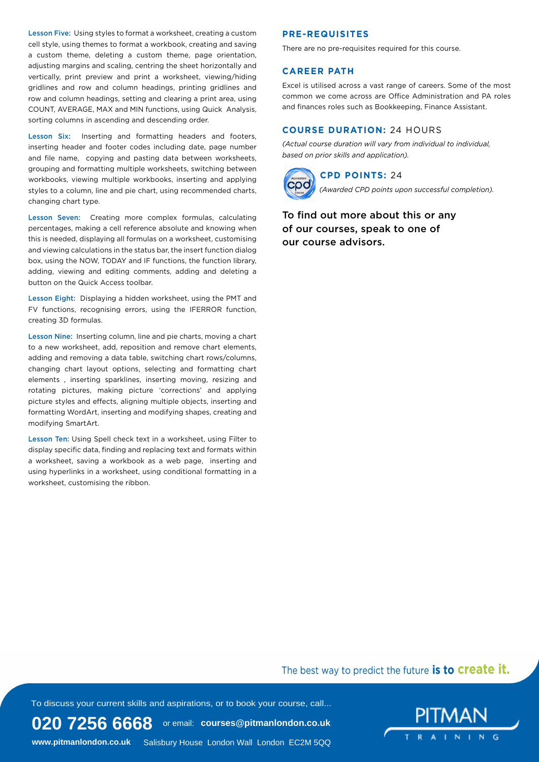**Lesson Five:** Using styles to format a worksheet, creating a custom cell style, using themes to format a workbook, creating and saving a custom theme, deleting a custom theme, page orientation, adjusting margins and scaling, centring the sheet horizontally and vertically, print preview and print a worksheet, viewing/hiding gridlines and row and column headings, printing gridlines and row and column headings, setting and clearing a print area, using COUNT, AVERAGE, MAX and MIN functions, using Quick Analysis, sorting columns in ascending and descending order.

**Lesson Six:** Inserting and formatting headers and footers, inserting header and footer codes including date, page number and file name, copying and pasting data between worksheets, grouping and formatting multiple worksheets, switching between workbooks, viewing multiple workbooks, inserting and applying styles to a column, line and pie chart, using recommended charts, changing chart type.

**Lesson Seven:** Creating more complex formulas, calculating percentages, making a cell reference absolute and knowing when this is needed, displaying all formulas on a worksheet, customising and viewing calculations in the status bar, the insert function dialog box, using the NOW, TODAY and IF functions, the function library, adding, viewing and editing comments, adding and deleting a button on the Quick Access toolbar.

**Lesson Eight:** Displaying a hidden worksheet, using the PMT and FV functions, recognising errors, using the IFERROR function, creating 3D formulas.

**Lesson Nine:** Inserting column, line and pie charts, moving a chart to a new worksheet, add, reposition and remove chart elements, adding and removing a data table, switching chart rows/columns, changing chart layout options, selecting and formatting chart elements , inserting sparklines, inserting moving, resizing and rotating pictures, making picture 'corrections' and applying picture styles and effects, aligning multiple objects, inserting and formatting WordArt, inserting and modifying shapes, creating and modifying SmartArt.

**Lesson Ten:** Using Spell check text in a worksheet, using Filter to display specific data, finding and replacing text and formats within a worksheet, saving a workbook as a web page, inserting and using hyperlinks in a worksheet, using conditional formatting in a worksheet, customising the ribbon.

## PRE-REQUISITES

There are no pre-requisites required for this course.

## CAREER PATH

Excel is utilised across a vast range of careers. Some of the most common we come across are Office Administration and PA roles and finances roles such as Bookkeeping, Finance Assistant.

## COURSE DURATION: 24 HOURS

*(Actual course duration will vary from individual to individual, based on prior skills and application).*

## CPD POINTS: 24

*(Awarded CPD points upon successful completion).*

To find out more about this or any of our courses, speak to one of our course advisors.

The best way to predict the future **is to create it.**

To discuss your current skills and aspirations, or to book your course, call...

**020 7256 6668** or email: **courses@pitmanlondon.co.uk**

**www.pitmanlondon.co.uk** Salisbury House London Wall London EC2M 5QQ

PITMAN TRAINING